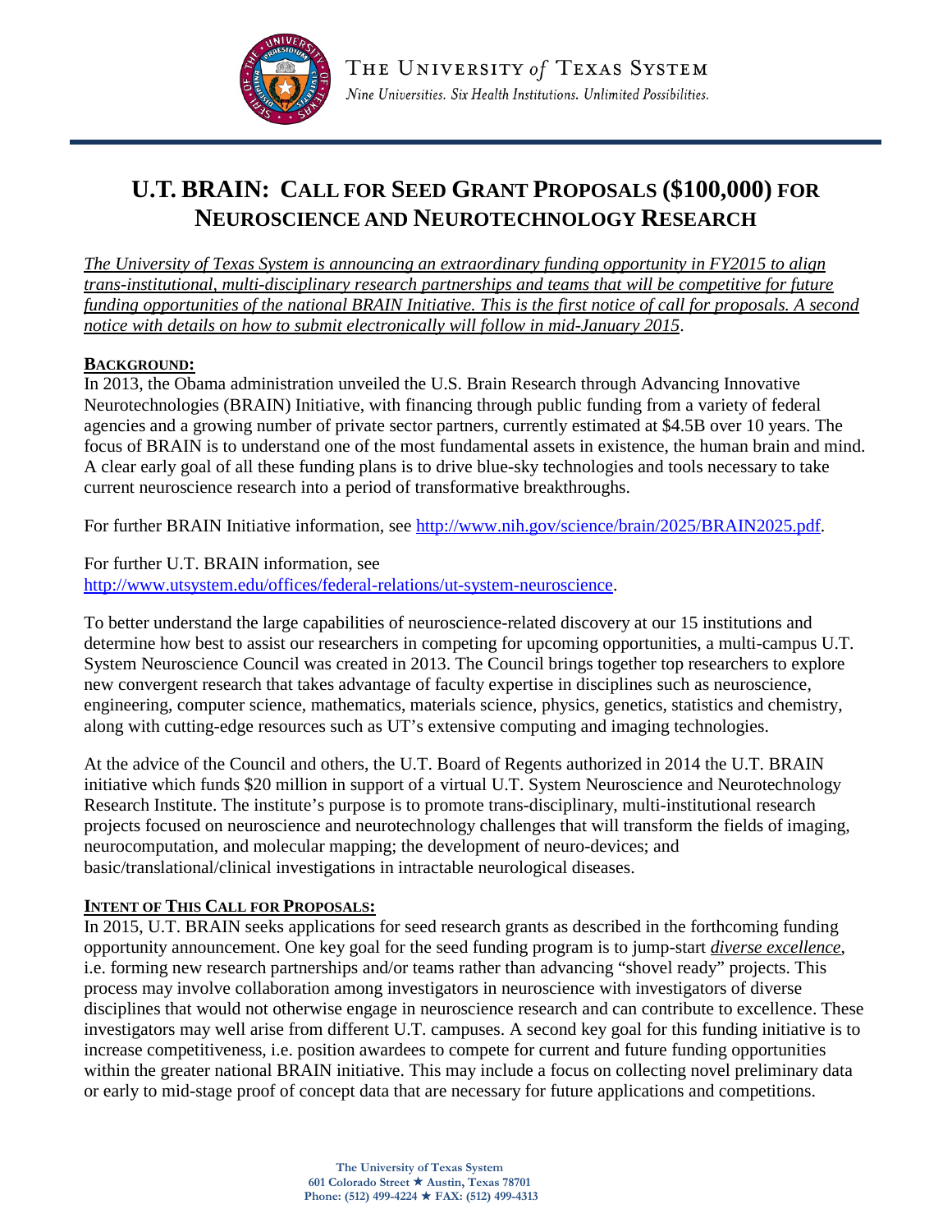THE UNIVERSITY *of* TEXAS SYSTEM

*Nine Universities. Six Health Institutions. Unlimited Possibilities.*

# U.T. BRAIN: CALL FOR SEED GRANT PROPOSALS ($100,000) FOR NEUROSCIENCE AND NEUROTECHNOLOGY RESEARCH

*The University of Texas System is announcing an extraordinary funding opportunity in FY2015 to align trans-institutional, multi-disciplinary research partnerships and teams that will be competitive for future funding opportunities of the national BRAIN Initiative. This is the first notice of call for proposals. A second notice with details on how to submit electronically will follow in mid-January 2015*.

**BACKGROUND:**

In 2013, the Obama administration unveiled the U.S. Brain Research through Advancing Innovative Neurotechnologies (BRAIN) Initiative, with financing through public funding from a variety of federal agencies and a growing number of private sector partners, currently estimated at $4.5B over 10 years. The focus of BRAIN is to understand one of the most fundamental assets in existence, the human brain and mind. A clear early goal of all these funding plans is to drive blue-sky technologies and tools necessary to take current neuroscience research into a period of transformative breakthroughs.

For further BRAIN Initiative information, see http://www.nih.gov/science/brain/2025/BRAIN2025.pdf.

For further U.T. BRAIN information, see http://www.utsystem.edu/offices/federal-relations/ut-system-neuroscience.

To better understand the large capabilities of neuroscience-related discovery at our 15 institutions and determine how best to assist our researchers in competing for upcoming opportunities, a multi-campus U.T. System Neuroscience Council was created in 2013. The Council brings together top researchers to explore new convergent research that takes advantage of faculty expertise in disciplines such as neuroscience, engineering, computer science, mathematics, materials science, physics, genetics, statistics and chemistry, along with cutting-edge resources such as UT's extensive computing and imaging technologies.

At the advice of the Council and others, the U.T. Board of Regents authorized in 2014 the U.T. BRAIN initiative which funds $20 million in support of a virtual U.T. System Neuroscience and Neurotechnology Research Institute. The institute's purpose is to promote trans-disciplinary, multi-institutional research projects focused on neuroscience and neurotechnology challenges that will transform the fields of imaging, neurocomputation, and molecular mapping; the development of neuro-devices; and basic/translational/clinical investigations in intractable neurological diseases.

**INTENT OF THIS CALL FOR PROPOSALS:**

In 2015, U.T. BRAIN seeks applications for seed research grants as described in the forthcoming funding opportunity announcement. One key goal for the seed funding program is to jump-start ***diverse excellence***, i.e. forming new research partnerships and/or teams rather than advancing "shovel ready" projects. This process may involve collaboration among investigators in neuroscience with investigators of diverse disciplines that would not otherwise engage in neuroscience research and can contribute to excellence. These investigators may well arise from different U.T. campuses. A second key goal for this funding initiative is to increase competitiveness, i.e. position awardees to compete for current and future funding opportunities within the greater national BRAIN initiative. This may include a focus on collecting novel preliminary data or early to mid-stage proof of concept data that are necessary for future applications and competitions.

The University of Texas System
601 Colorado Street ★ Austin, Texas 78701
Phone: (512) 499-4224 ★ FAX: (512) 499-4313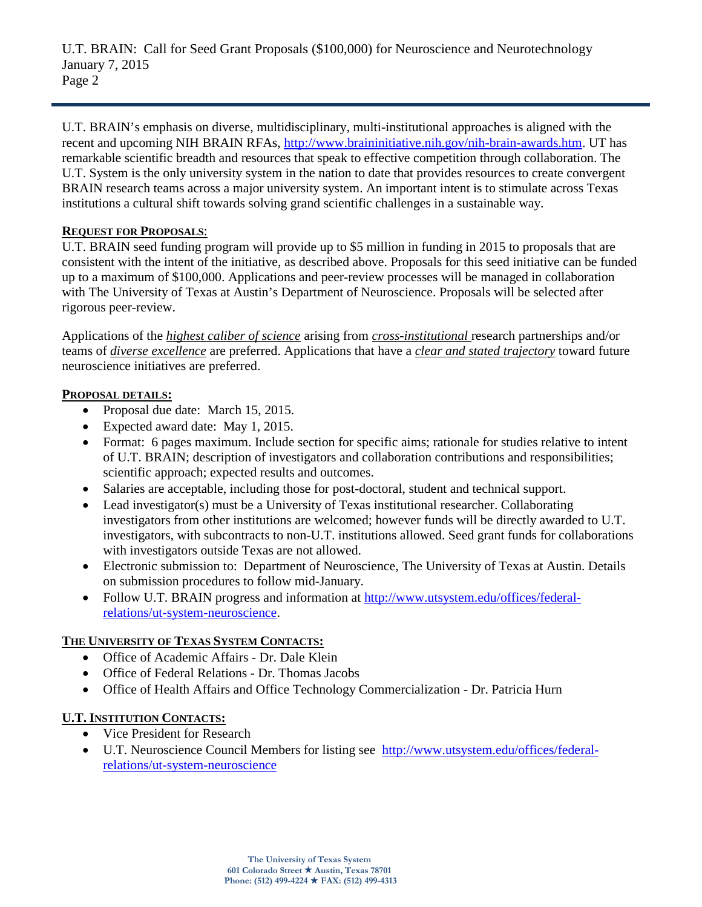U.T. BRAIN's emphasis on diverse, multidisciplinary, multi-institutional approaches is aligned with the recent and upcoming NIH BRAIN RFAs, http://www.braininitiative.nih.gov/nih-brain-awards.htm. UT has remarkable scientific breadth and resources that speak to effective competition through collaboration. The U.T. System is the only university system in the nation to date that provides resources to create convergent BRAIN research teams across a major university system. An important intent is to stimulate across Texas institutions a cultural shift towards solving grand scientific challenges in a sustainable way.

**REQUEST FOR PROPOSALS**:

U.T. BRAIN seed funding program will provide up to $5 million in funding in 2015 to proposals that are consistent with the intent of the initiative, as described above. Proposals for this seed initiative can be funded up to a maximum of $100,000. Applications and peer-review processes will be managed in collaboration with The University of Texas at Austin's Department of Neuroscience. Proposals will be selected after rigorous peer-review.

Applications of the ***highest caliber of science*** arising from ***cross-institutional*** research partnerships and/or teams of ***diverse excellence*** are preferred. Applications that have a ***clear and stated trajectory*** toward future neuroscience initiatives are preferred.

**PROPOSAL DETAILS:**

- Proposal due date: March 15, 2015.
- Expected award date: May 1, 2015.
- Format: 6 pages maximum. Include section for specific aims; rationale for studies relative to intent of U.T. BRAIN; description of investigators and collaboration contributions and responsibilities; scientific approach; expected results and outcomes.
- Salaries are acceptable, including those for post-doctoral, student and technical support.
- Lead investigator(s) must be a University of Texas institutional researcher. Collaborating investigators from other institutions are welcomed; however funds will be directly awarded to U.T. investigators, with subcontracts to non-U.T. institutions allowed. Seed grant funds for collaborations with investigators outside Texas are not allowed.
- Electronic submission to: Department of Neuroscience, The University of Texas at Austin. Details on submission procedures to follow mid-January.
- Follow U.T. BRAIN progress and information at http://www.utsystem.edu/offices/federal-relations/ut-system-neuroscience.

**THE UNIVERSITY OF TEXAS SYSTEM CONTACTS:**

- Office of Academic Affairs - Dr. Dale Klein
- Office of Federal Relations - Dr. Thomas Jacobs
- Office of Health Affairs and Office Technology Commercialization - Dr. Patricia Hurn

**U.T. INSTITUTION CONTACTS:**

- Vice President for Research
- U.T. Neuroscience Council Members for listing see http://www.utsystem.edu/offices/federal-relations/ut-system-neuroscience

The University of Texas System
601 Colorado Street ★ Austin, Texas 78701
Phone: (512) 499-4224 ★ FAX: (512) 499-4313